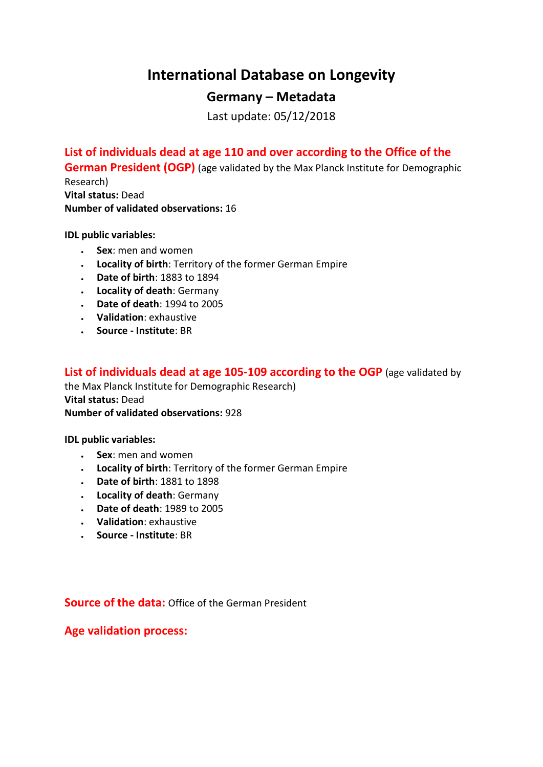# International Database on Longevity

## Germany – Metadata

Last update: 05/12/2018

**List of individuals dead at age 110 and over according to the Office of the German President (OGP)** (age validated by the Max Planck Institute for Demographic Research)

**Vital status:** Dead

**Number of validated observations:** 16

**IDL public variables:**

- **Sex**: men and women
- **Locality of birth**: Territory of the former German Empire
- **Date of birth**: 1883 to 1894
- **Locality of death**: Germany
- **Date of death**: 1994 to 2005
- **Validation**: exhaustive
- **Source - Institute**: BR

**List of individuals dead at age 105-109 according to the OGP** (age validated by the Max Planck Institute for Demographic Research)

**Vital status:** Dead

**Number of validated observations:** 928

**IDL public variables:**

- **Sex**: men and women
- **Locality of birth**: Territory of the former German Empire
- **Date of birth**: 1881 to 1898
- **Locality of death**: Germany
- **Date of death**: 1989 to 2005
- **Validation**: exhaustive
- **Source - Institute**: BR

**Source of the data:** Office of the German President

**Age validation process:**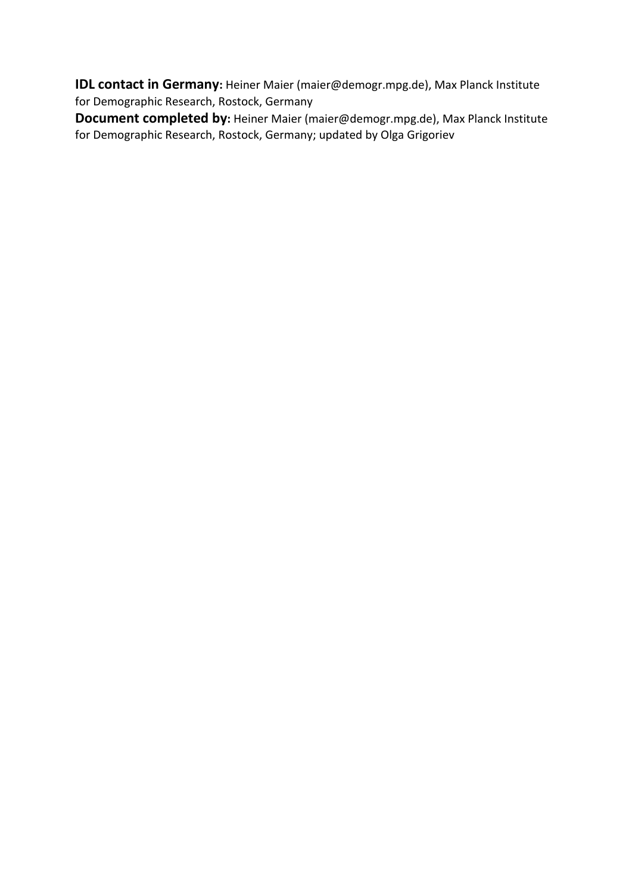**IDL contact in Germany:** Heiner Maier (maier@demogr.mpg.de), Max Planck Institute for Demographic Research, Rostock, Germany

**Document completed by:** Heiner Maier (maier@demogr.mpg.de), Max Planck Institute for Demographic Research, Rostock, Germany; updated by Olga Grigoriev